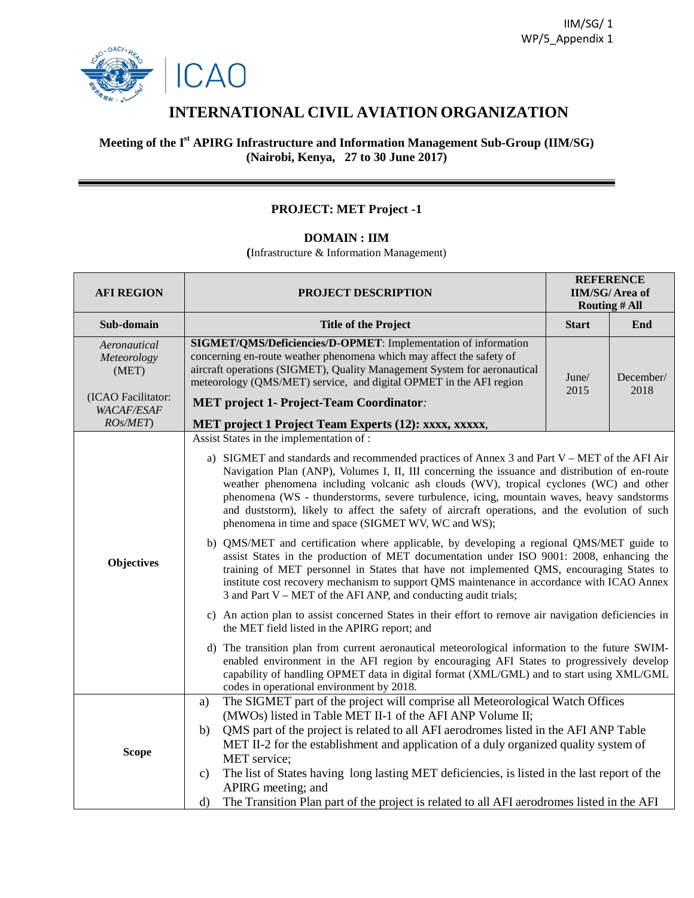IIM/SG/ 1
WP/5_Appendix 1

# INTERNATIONAL CIVIL AVIATION ORGANIZATION

**Meeting of the I[st] APIRG Infrastructure and Information Management Sub-Group (IIM/SG)**
**(Nairobi, Kenya, 27 to 30 June 2017)**

## PROJECT: MET Project -1

### DOMAIN : IIM

(Infrastructure & Information Management)

| AFI REGION | PROJECT DESCRIPTION | REFERENCE IIM/SG/ Area of Routing # All | |
|---|---|---|---|
| **Sub-domain** | **Title of the Project** | **Start** | **End** |
| *Aeronautical Meteorology* (MET)<br><br>(ICAO Facilitator: *WACAF/ESAF ROs/MET*) | **SIGMET/QMS/Deficiencies/D-OPMET**: Implementation of information concerning en-route weather phenomena which may affect the safety of aircraft operations (SIGMET), Quality Management System for aeronautical meteorology (QMS/MET) service, and digital OPMET in the AFI region<br><br>**MET project 1- Project-Team Coordinator***:*<br><br>**MET project 1 Project Team Experts (12): xxxx, xxxxx**, | June/ 2015 | December/ 2018 |
| **Objectives** | Assist States in the implementation of :<br><br>a) SIGMET and standards and recommended practices of Annex 3 and Part V – MET of the AFI Air Navigation Plan (ANP), Volumes I, II, III concerning the issuance and distribution of en-route weather phenomena including volcanic ash clouds (WV), tropical cyclones (WC) and other phenomena (WS - thunderstorms, severe turbulence, icing, mountain waves, heavy sandstorms and duststorm), likely to affect the safety of aircraft operations, and the evolution of such phenomena in time and space (SIGMET WV, WC and WS);<br><br>b) QMS/MET and certification where applicable, by developing a regional QMS/MET guide to assist States in the production of MET documentation under ISO 9001: 2008, enhancing the training of MET personnel in States that have not implemented QMS, encouraging States to institute cost recovery mechanism to support QMS maintenance in accordance with ICAO Annex 3 and Part V – MET of the AFI ANP, and conducting audit trials;<br><br>c) An action plan to assist concerned States in their effort to remove air navigation deficiencies in the MET field listed in the APIRG report; and<br><br>d) The transition plan from current aeronautical meteorological information to the future SWIM-enabled environment in the AFI region by encouraging AFI States to progressively develop capability of handling OPMET data in digital format (XML/GML) and to start using XML/GML codes in operational environment by 2018. | | |
| **Scope** | a) The SIGMET part of the project will comprise all Meteorological Watch Offices (MWOs) listed in Table MET II-1 of the AFI ANP Volume II;<br>b) QMS part of the project is related to all AFI aerodromes listed in the AFI ANP Table MET II-2 for the establishment and application of a duly organized quality system of MET service;<br>c) The list of States having long lasting MET deficiencies, is listed in the last report of the APIRG meeting; and<br>d) The Transition Plan part of the project is related to all AFI aerodromes listed in the AFI | | |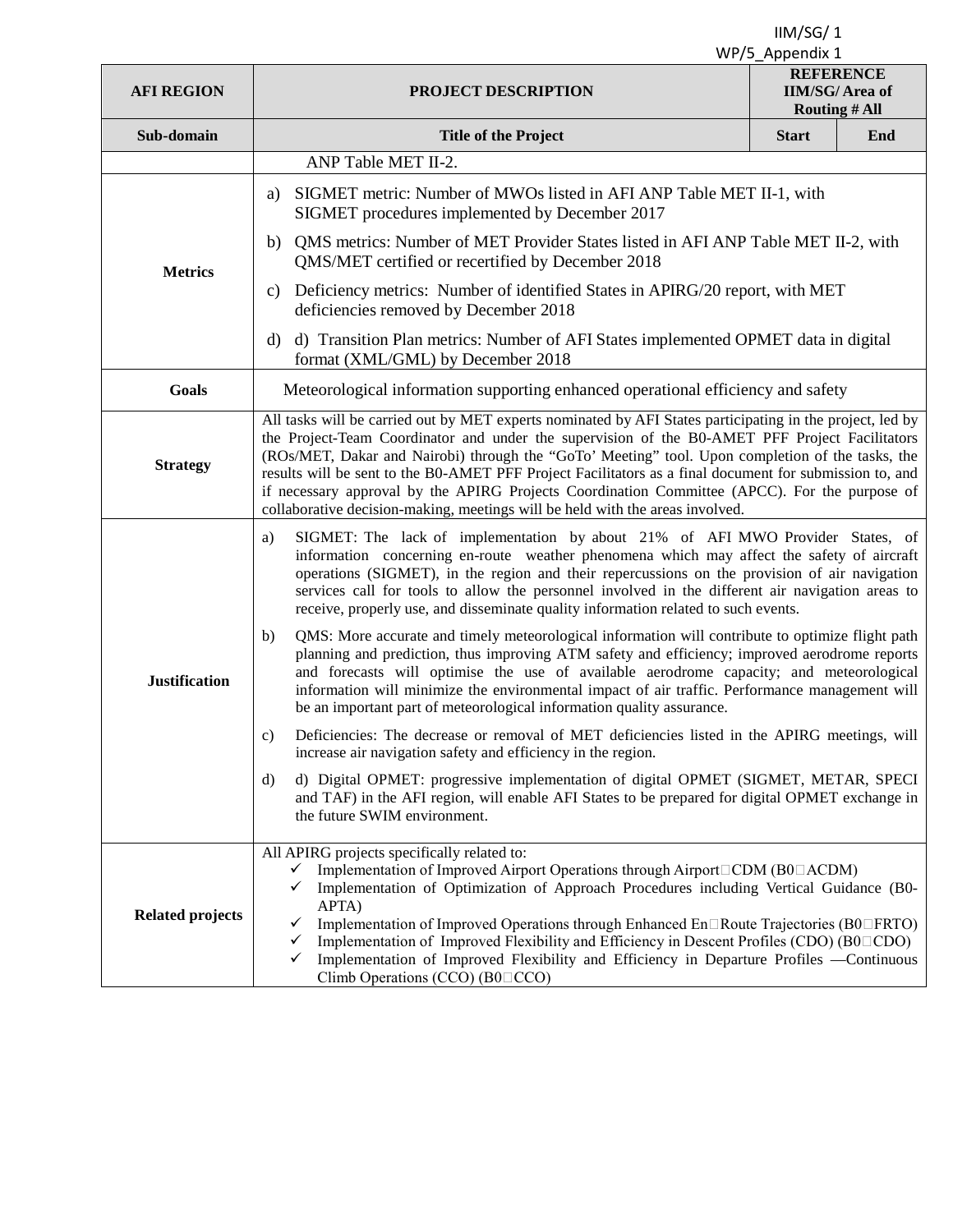| AFI REGION | PROJECT DESCRIPTION | REFERENCE IIM/SG/ Area of Routing # All | |
|---|---|---|---|
| **Sub-domain** | **Title of the Project** | **Start** | **End** |
| | ANP Table MET II-2. | | |
| **Metrics** | a) SIGMET metric: Number of MWOs listed in AFI ANP Table MET II-1, with SIGMET procedures implemented by December 2017<br>b) QMS metrics: Number of MET Provider States listed in AFI ANP Table MET II-2, with QMS/MET certified or recertified by December 2018<br>c) Deficiency metrics: Number of identified States in APIRG/20 report, with MET deficiencies removed by December 2018<br>d) d) Transition Plan metrics: Number of AFI States implemented OPMET data in digital format (XML/GML) by December 2018 | | |
| **Goals** | Meteorological information supporting enhanced operational efficiency and safety | | |
| **Strategy** | All tasks will be carried out by MET experts nominated by AFI States participating in the project, led by the Project-Team Coordinator and under the supervision of the B0-AMET PFF Project Facilitators (ROs/MET, Dakar and Nairobi) through the "GoTo' Meeting" tool. Upon completion of the tasks, the results will be sent to the B0-AMET PFF Project Facilitators as a final document for submission to, and if necessary approval by the APIRG Projects Coordination Committee (APCC). For the purpose of collaborative decision-making, meetings will be held with the areas involved. | | |
| **Justification** | a) SIGMET: The lack of implementation by about 21% of AFI MWO Provider States, of information concerning en-route weather phenomena which may affect the safety of aircraft operations (SIGMET), in the region and their repercussions on the provision of air navigation services call for tools to allow the personnel involved in the different air navigation areas to receive, properly use, and disseminate quality information related to such events.<br>b) QMS: More accurate and timely meteorological information will contribute to optimize flight path planning and prediction, thus improving ATM safety and efficiency; improved aerodrome reports and forecasts will optimise the use of available aerodrome capacity; and meteorological information will minimize the environmental impact of air traffic. Performance management will be an important part of meteorological information quality assurance.<br>c) Deficiencies: The decrease or removal of MET deficiencies listed in the APIRG meetings, will increase air navigation safety and efficiency in the region.<br>d) d) Digital OPMET: progressive implementation of digital OPMET (SIGMET, METAR, SPECI and TAF) in the AFI region, will enable AFI States to be prepared for digital OPMET exchange in the future SWIM environment. | | |
| **Related projects** | All APIRG projects specifically related to:<br>✓ Implementation of Improved Airport Operations through Airport-CDM (B0-ACDM)<br>✓ Implementation of Optimization of Approach Procedures including Vertical Guidance (B0-APTA)<br>✓ Implementation of Improved Operations through Enhanced En-Route Trajectories (B0-FRTO)<br>✓ Implementation of Improved Flexibility and Efficiency in Descent Profiles (CDO) (B0-CDO)<br>✓ Implementation of Improved Flexibility and Efficiency in Departure Profiles —Continuous Climb Operations (CCO) (B0-CCO) | | |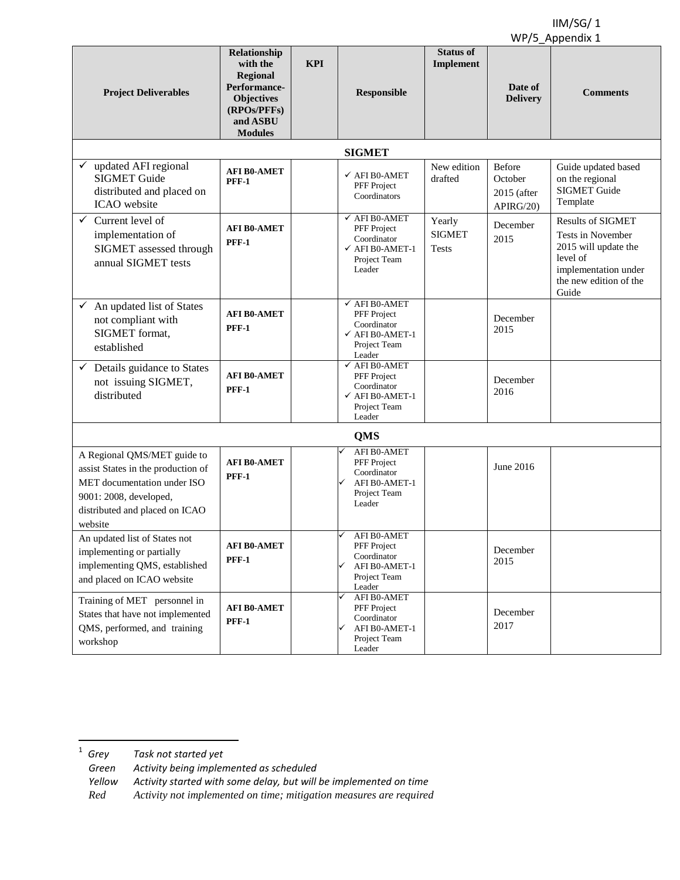| Project Deliverables | Relationship with the Regional Performance-Objectives (RPOs/PFFs) and ASBU Modules | KPI | Responsible | Status of Implement | Date of Delivery | Comments |
|---|---|---|---|---|---|---|
| **SIGMET** | | | | | | |
| ✓ updated AFI regional SIGMET Guide distributed and placed on ICAO website | **AFI B0-AMET PFF-1** | | ✓ AFI B0-AMET PFF Project Coordinators | New edition drafted | Before October 2015 (after APIRG/20) | Guide updated based on the regional SIGMET Guide Template |
| ✓ Current level of implementation of SIGMET assessed through annual SIGMET tests | **AFI B0-AMET PFF-1** | | ✓ AFI B0-AMET PFF Project Coordinator ✓ AFI B0-AMET-1 Project Team Leader | Yearly SIGMET Tests | December 2015 | Results of SIGMET Tests in November 2015 will update the level of implementation under the new edition of the Guide |
| ✓ An updated list of States not compliant with SIGMET format, established | **AFI B0-AMET PFF-1** | | ✓ AFI B0-AMET PFF Project Coordinator ✓ AFI B0-AMET-1 Project Team Leader | | December 2015 | |
| ✓ Details guidance to States not issuing SIGMET, distributed | **AFI B0-AMET PFF-1** | | ✓ AFI B0-AMET PFF Project Coordinator ✓ AFI B0-AMET-1 Project Team Leader | | December 2016 | |
| **QMS** | | | | | | |
| A Regional QMS/MET guide to assist States in the production of MET documentation under ISO 9001: 2008, developed, distributed and placed on ICAO website | **AFI B0-AMET PFF-1** | | ✓ AFI B0-AMET PFF Project Coordinator ✓ AFI B0-AMET-1 Project Team Leader | | June 2016 | |
| An updated list of States not implementing or partially implementing QMS, established and placed on ICAO website | **AFI B0-AMET PFF-1** | | ✓ AFI B0-AMET PFF Project Coordinator ✓ AFI B0-AMET-1 Project Team Leader | | December 2015 | |
| Training of MET personnel in States that have not implemented QMS, performed, and training workshop | **AFI B0-AMET PFF-1** | | ✓ AFI B0-AMET PFF Project Coordinator ✓ AFI B0-AMET-1 Project Team Leader | | December 2017 | |

[1] *Grey* *Task not started yet*
*Green* *Activity being implemented as scheduled*
*Yellow* *Activity started with some delay, but will be implemented on time*
*Red* *Activity not implemented on time; mitigation measures are required*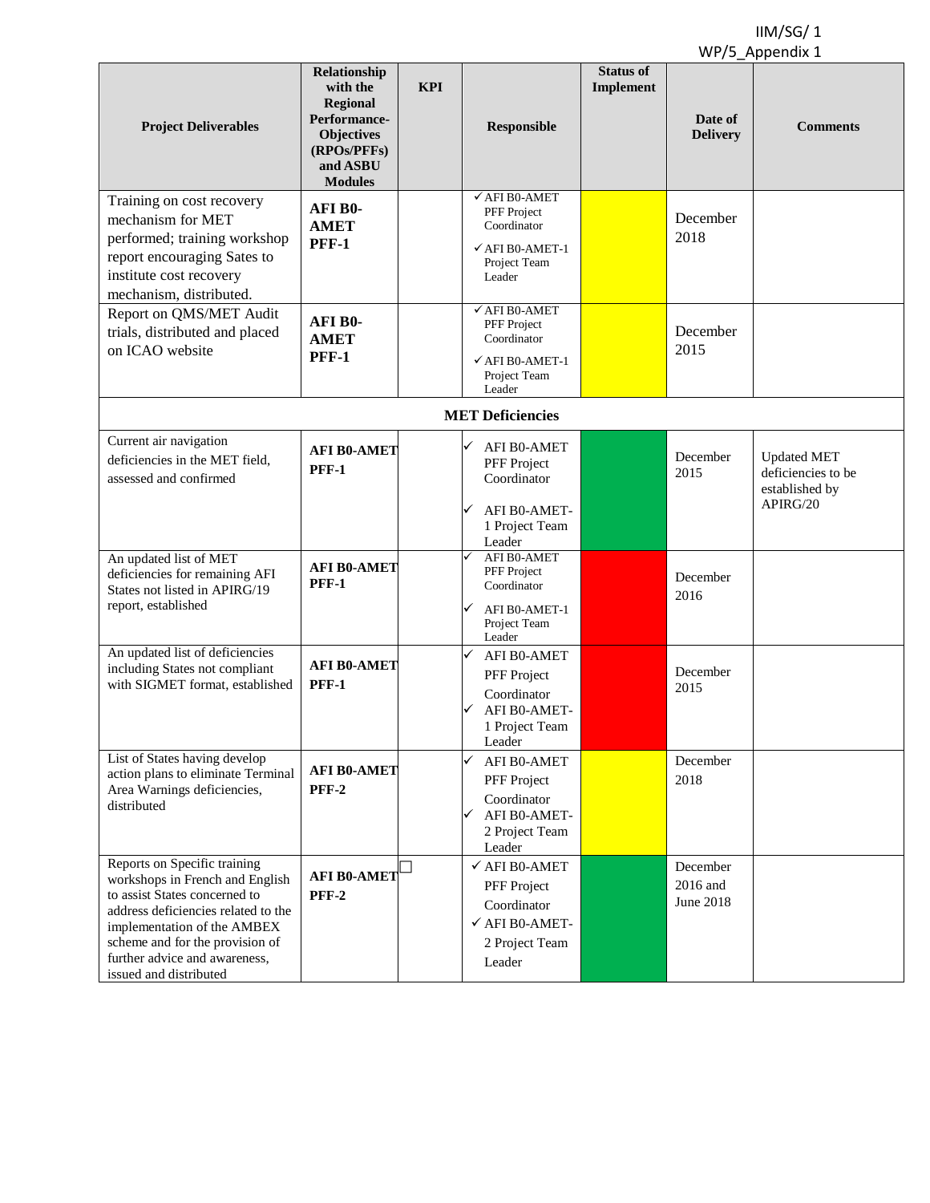| Project Deliverables | Relationship with the Regional Performance-Objectives (RPOs/PFFs) and ASBU Modules | KPI | Responsible | Status of Implement | Date of Delivery | Comments |
|---|---|---|---|---|---|---|
| Training on cost recovery mechanism for MET performed; training workshop report encouraging Sates to institute cost recovery mechanism, distributed. | **AFI B0-AMET PFF-1** | | ✓ AFI B0-AMET PFF Project Coordinator<br>✓ AFI B0-AMET-1 Project Team Leader | | December 2018 | |
| Report on QMS/MET Audit trials, distributed and placed on ICAO website | **AFI B0-AMET PFF-1** | | ✓ AFI B0-AMET PFF Project Coordinator<br>✓ AFI B0-AMET-1 Project Team Leader | | December 2015 | |
| | | | **MET Deficiencies** | | | |
| Current air navigation deficiencies in the MET field, assessed and confirmed | **AFI B0-AMET PFF-1** | | ✓ AFI B0-AMET PFF Project Coordinator<br>✓ AFI B0-AMET-1 Project Team Leader | | December 2015 | Updated MET deficiencies to be established by APIRG/20 |
| An updated list of MET deficiencies for remaining AFI States not listed in APIRG/19 report, established | **AFI B0-AMET PFF-1** | | ✓ AFI B0-AMET PFF Project Coordinator<br>✓ AFI B0-AMET-1 Project Team Leader | | December 2016 | |
| An updated list of deficiencies including States not compliant with SIGMET format, established | **AFI B0-AMET PFF-1** | | ✓ AFI B0-AMET PFF Project Coordinator<br>✓ AFI B0-AMET-1 Project Team Leader | | December 2015 | |
| List of States having develop action plans to eliminate Terminal Area Warnings deficiencies, distributed | **AFI B0-AMET PFF-2** | | ✓ AFI B0-AMET PFF Project Coordinator<br>✓ AFI B0-AMET-2 Project Team Leader | | December 2018 | |
| Reports on Specific training workshops in French and English to assist States concerned to address deficiencies related to the implementation of the AMBEX scheme and for the provision of further advice and awareness, issued and distributed | **AFI B0-AMET PFF-2** | ☐ | ✓ AFI B0-AMET PFF Project Coordinator<br>✓ AFI B0-AMET-2 Project Team Leader | | December 2016 and June 2018 | |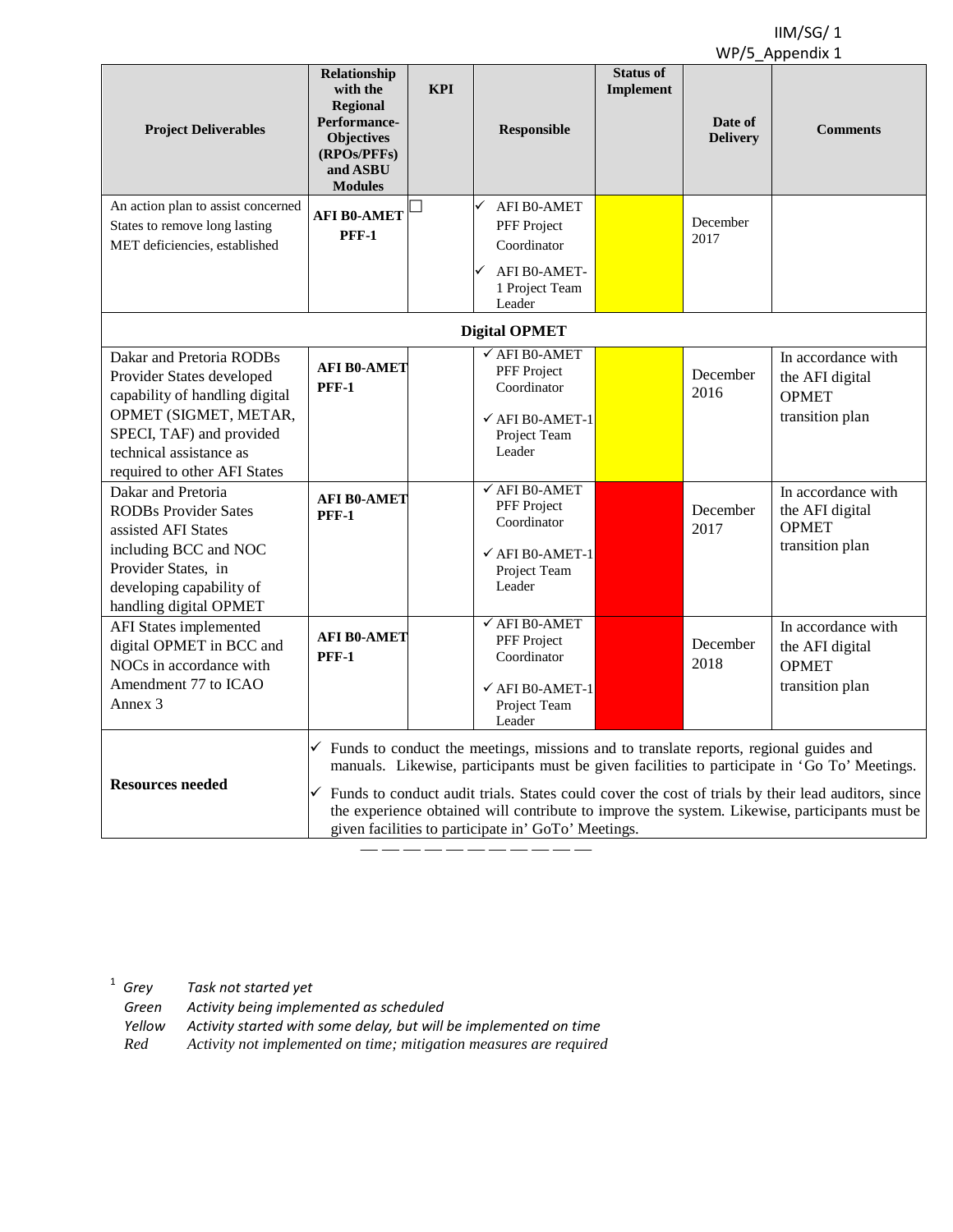| Project Deliverables | Relationship with the Regional Performance-Objectives (RPOs/PFFs) and ASBU Modules | KPI | Responsible | Status of Implement | Date of Delivery | Comments |
|---|---|---|---|---|---|---|
| An action plan to assist concerned States to remove long lasting MET deficiencies, established | **AFI B0-AMET PFF-1** | ☐ | ✓ AFI B0-AMET PFF Project Coordinator<br>✓ AFI B0-AMET-1 Project Team Leader | | December 2017 | |
| **Digital OPMET** | | | | | | |
| Dakar and Pretoria RODBs Provider States developed capability of handling digital OPMET (SIGMET, METAR, SPECI, TAF) and provided technical assistance as required to other AFI States | **AFI B0-AMET PFF-1** | | ✓ AFI B0-AMET PFF Project Coordinator<br>✓ AFI B0-AMET-1 Project Team Leader | | December 2016 | In accordance with the AFI digital OPMET transition plan |
| Dakar and Pretoria RODBs Provider Sates assisted AFI States including BCC and NOC Provider States, in developing capability of handling digital OPMET | **AFI B0-AMET PFF-1** | | ✓ AFI B0-AMET PFF Project Coordinator<br>✓ AFI B0-AMET-1 Project Team Leader | | December 2017 | In accordance with the AFI digital OPMET transition plan |
| AFI States implemented digital OPMET in BCC and NOCs in accordance with Amendment 77 to ICAO Annex 3 | **AFI B0-AMET PFF-1** | | ✓ AFI B0-AMET PFF Project Coordinator<br>✓ AFI B0-AMET-1 Project Team Leader | | December 2018 | In accordance with the AFI digital OPMET transition plan |
| **Resources needed** | ✓ Funds to conduct the meetings, missions and to translate reports, regional guides and manuals. Likewise, participants must be given facilities to participate in 'Go To' Meetings.<br>✓ Funds to conduct audit trials. States could cover the cost of trials by their lead auditors, since the experience obtained will contribute to improve the system. Likewise, participants must be given facilities to participate in' GoTo' Meetings. | | | | | |

— — — — — — — — — — —

[1] *Grey* *Task not started yet*
*Green* *Activity being implemented as scheduled*
*Yellow* *Activity started with some delay, but will be implemented on time*
*Red* *Activity not implemented on time; mitigation measures are required*